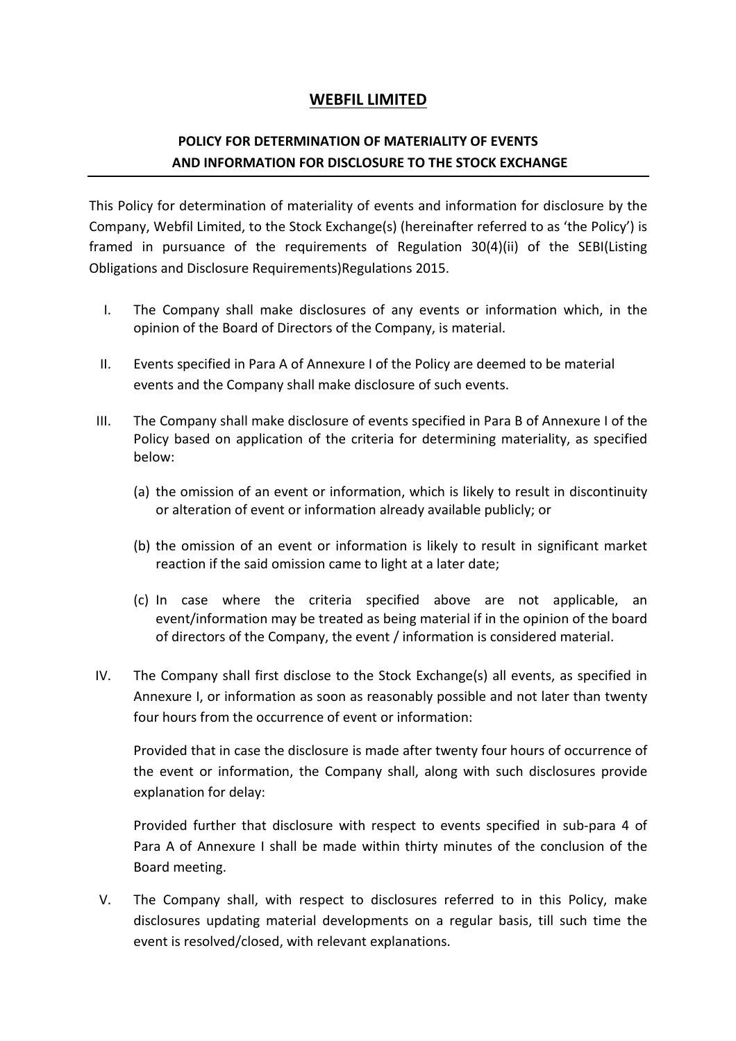# WEBFIL LIMITED

## POLICY FOR DETERMINATION OF MATERIALITY OF EVENTS AND INFORMATION FOR DISCLOSURE TO THE STOCK EXCHANGE

This Policy for determination of materiality of events and information for disclosure by the Company, Webfil Limited, to the Stock Exchange(s) (hereinafter referred to as 'the Policy') is framed in pursuance of the requirements of Regulation 30(4)(ii) of the SEBI(Listing Obligations and Disclosure Requirements)Regulations 2015.

I. The Company shall make disclosures of any events or information which, in the opinion of the Board of Directors of the Company, is material.

II. Events specified in Para A of Annexure I of the Policy are deemed to be material events and the Company shall make disclosure of such events.

III. The Company shall make disclosure of events specified in Para B of Annexure I of the Policy based on application of the criteria for determining materiality, as specified below:

   (a) the omission of an event or information, which is likely to result in discontinuity or alteration of event or information already available publicly; or

   (b) the omission of an event or information is likely to result in significant market reaction if the said omission came to light at a later date;

   (c) In case where the criteria specified above are not applicable, an event/information may be treated as being material if in the opinion of the board of directors of the Company, the event / information is considered material.

IV. The Company shall first disclose to the Stock Exchange(s) all events, as specified in Annexure I, or information as soon as reasonably possible and not later than twenty four hours from the occurrence of event or information:

   Provided that in case the disclosure is made after twenty four hours of occurrence of the event or information, the Company shall, along with such disclosures provide explanation for delay:

   Provided further that disclosure with respect to events specified in sub-para 4 of Para A of Annexure I shall be made within thirty minutes of the conclusion of the Board meeting.

V. The Company shall, with respect to disclosures referred to in this Policy, make disclosures updating material developments on a regular basis, till such time the event is resolved/closed, with relevant explanations.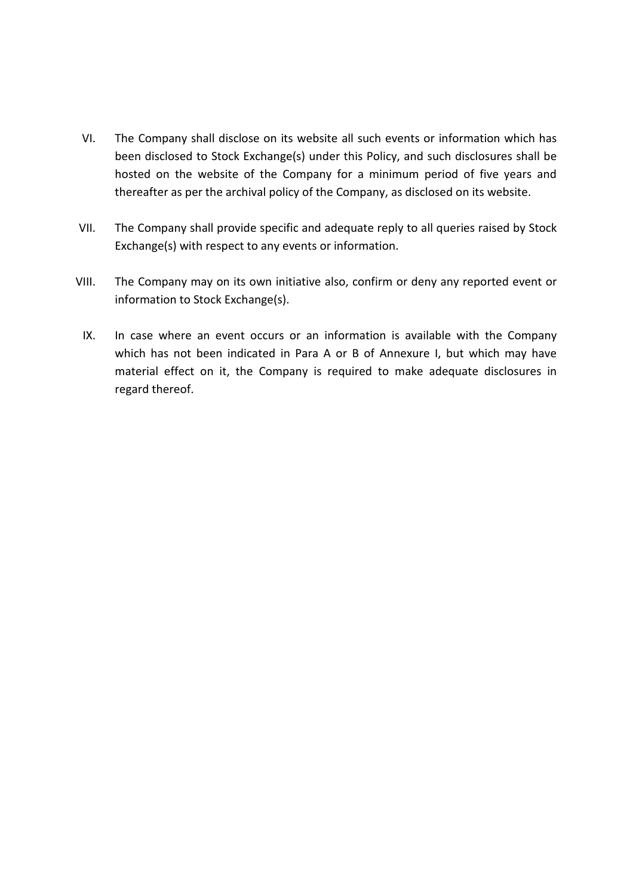VI. The Company shall disclose on its website all such events or information which has been disclosed to Stock Exchange(s) under this Policy, and such disclosures shall be hosted on the website of the Company for a minimum period of five years and thereafter as per the archival policy of the Company, as disclosed on its website.

VII. The Company shall provide specific and adequate reply to all queries raised by Stock Exchange(s) with respect to any events or information.

VIII. The Company may on its own initiative also, confirm or deny any reported event or information to Stock Exchange(s).

IX. In case where an event occurs or an information is available with the Company which has not been indicated in Para A or B of Annexure I, but which may have material effect on it, the Company is required to make adequate disclosures in regard thereof.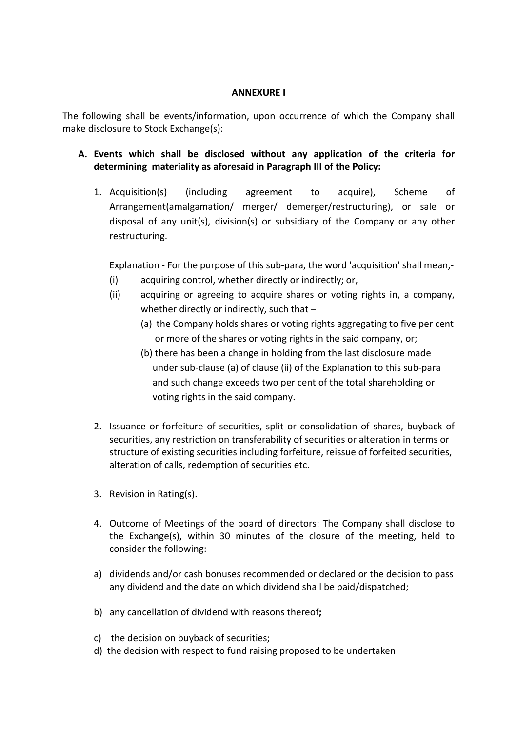## ANNEXURE I

The following shall be events/information, upon occurrence of which the Company shall make disclosure to Stock Exchange(s):

**A. Events which shall be disclosed without any application of the criteria for determining materiality as aforesaid in Paragraph III of the Policy:**

1. Acquisition(s) (including agreement to acquire), Scheme of Arrangement(amalgamation/ merger/ demerger/restructuring), or sale or disposal of any unit(s), division(s) or subsidiary of the Company or any other restructuring.

   Explanation - For the purpose of this sub-para, the word 'acquisition' shall mean,-

   (i) acquiring control, whether directly or indirectly; or,

   (ii) acquiring or agreeing to acquire shares or voting rights in, a company, whether directly or indirectly, such that –

   (a) the Company holds shares or voting rights aggregating to five per cent or more of the shares or voting rights in the said company, or;

   (b) there has been a change in holding from the last disclosure made under sub-clause (a) of clause (ii) of the Explanation to this sub-para and such change exceeds two per cent of the total shareholding or voting rights in the said company.

2. Issuance or forfeiture of securities, split or consolidation of shares, buyback of securities, any restriction on transferability of securities or alteration in terms or structure of existing securities including forfeiture, reissue of forfeited securities, alteration of calls, redemption of securities etc.

3. Revision in Rating(s).

4. Outcome of Meetings of the board of directors: The Company shall disclose to the Exchange(s), within 30 minutes of the closure of the meeting, held to consider the following:

a) dividends and/or cash bonuses recommended or declared or the decision to pass any dividend and the date on which dividend shall be paid/dispatched;

b) any cancellation of dividend with reasons thereof**;**

c) the decision on buyback of securities;

d) the decision with respect to fund raising proposed to be undertaken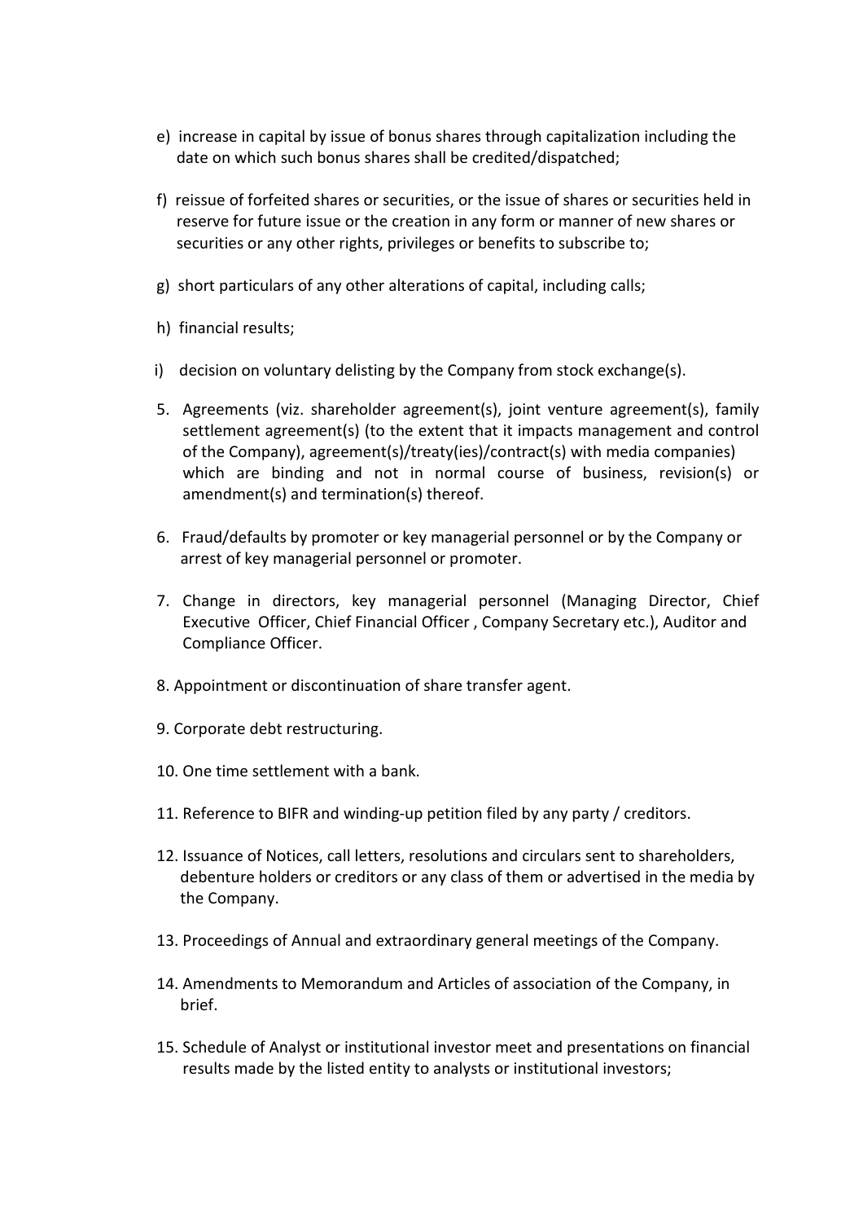e) increase in capital by issue of bonus shares through capitalization including the date on which such bonus shares shall be credited/dispatched;

f) reissue of forfeited shares or securities, or the issue of shares or securities held in reserve for future issue or the creation in any form or manner of new shares or securities or any other rights, privileges or benefits to subscribe to;

g) short particulars of any other alterations of capital, including calls;

h) financial results;

i) decision on voluntary delisting by the Company from stock exchange(s).

5. Agreements (viz. shareholder agreement(s), joint venture agreement(s), family settlement agreement(s) (to the extent that it impacts management and control of the Company), agreement(s)/treaty(ies)/contract(s) with media companies) which are binding and not in normal course of business, revision(s) or amendment(s) and termination(s) thereof.

6. Fraud/defaults by promoter or key managerial personnel or by the Company or arrest of key managerial personnel or promoter.

7. Change in directors, key managerial personnel (Managing Director, Chief Executive Officer, Chief Financial Officer , Company Secretary etc.), Auditor and Compliance Officer.

8. Appointment or discontinuation of share transfer agent.

9. Corporate debt restructuring.

10. One time settlement with a bank.

11. Reference to BIFR and winding-up petition filed by any party / creditors.

12. Issuance of Notices, call letters, resolutions and circulars sent to shareholders, debenture holders or creditors or any class of them or advertised in the media by the Company.

13. Proceedings of Annual and extraordinary general meetings of the Company.

14. Amendments to Memorandum and Articles of association of the Company, in brief.

15. Schedule of Analyst or institutional investor meet and presentations on financial results made by the listed entity to analysts or institutional investors;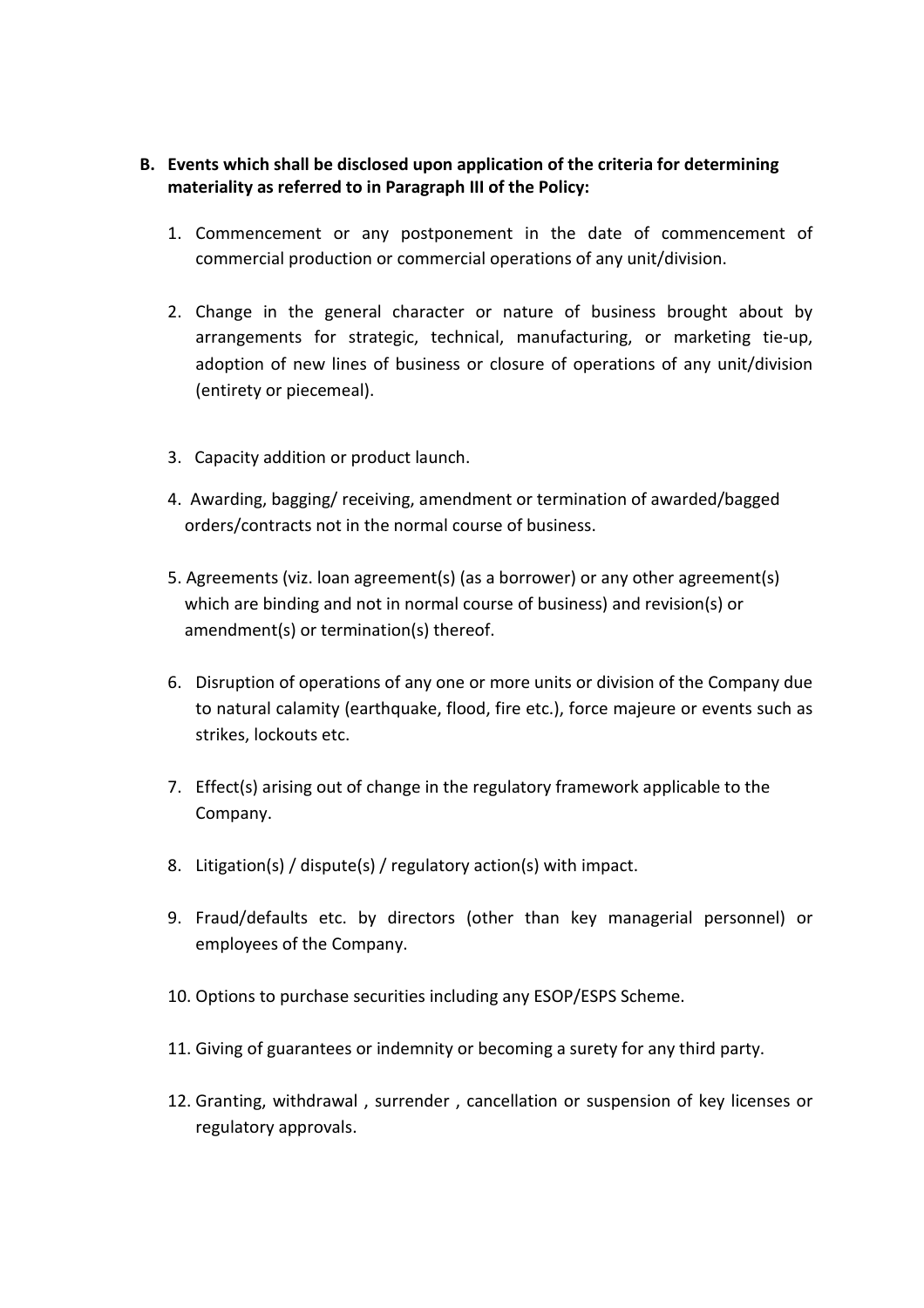**B. Events which shall be disclosed upon application of the criteria for determining materiality as referred to in Paragraph III of the Policy:**

1. Commencement or any postponement in the date of commencement of commercial production or commercial operations of any unit/division.

2. Change in the general character or nature of business brought about by arrangements for strategic, technical, manufacturing, or marketing tie-up, adoption of new lines of business or closure of operations of any unit/division (entirety or piecemeal).

3. Capacity addition or product launch.

4. Awarding, bagging/ receiving, amendment or termination of awarded/bagged orders/contracts not in the normal course of business.

5. Agreements (viz. loan agreement(s) (as a borrower) or any other agreement(s) which are binding and not in normal course of business) and revision(s) or amendment(s) or termination(s) thereof.

6. Disruption of operations of any one or more units or division of the Company due to natural calamity (earthquake, flood, fire etc.), force majeure or events such as strikes, lockouts etc.

7. Effect(s) arising out of change in the regulatory framework applicable to the Company.

8. Litigation(s) / dispute(s) / regulatory action(s) with impact.

9. Fraud/defaults etc. by directors (other than key managerial personnel) or employees of the Company.

10. Options to purchase securities including any ESOP/ESPS Scheme.

11. Giving of guarantees or indemnity or becoming a surety for any third party.

12. Granting, withdrawal , surrender , cancellation or suspension of key licenses or regulatory approvals.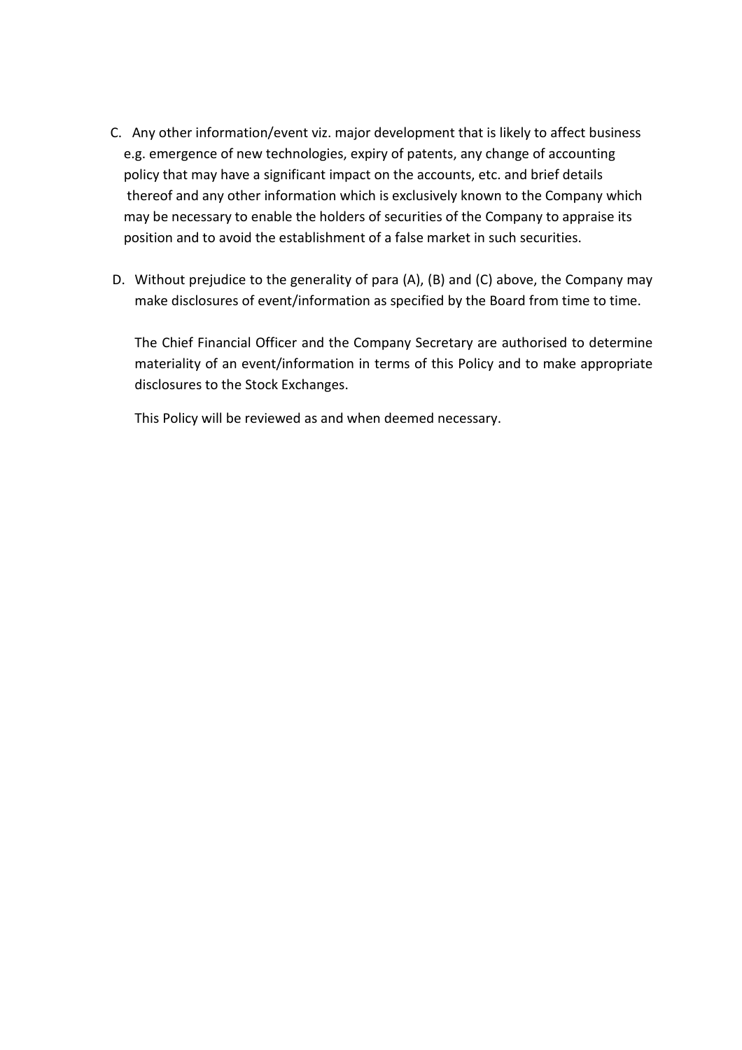C. Any other information/event viz. major development that is likely to affect business e.g. emergence of new technologies, expiry of patents, any change of accounting policy that may have a significant impact on the accounts, etc. and brief details thereof and any other information which is exclusively known to the Company which may be necessary to enable the holders of securities of the Company to appraise its position and to avoid the establishment of a false market in such securities.

D. Without prejudice to the generality of para (A), (B) and (C) above, the Company may make disclosures of event/information as specified by the Board from time to time.

The Chief Financial Officer and the Company Secretary are authorised to determine materiality of an event/information in terms of this Policy and to make appropriate disclosures to the Stock Exchanges.

This Policy will be reviewed as and when deemed necessary.